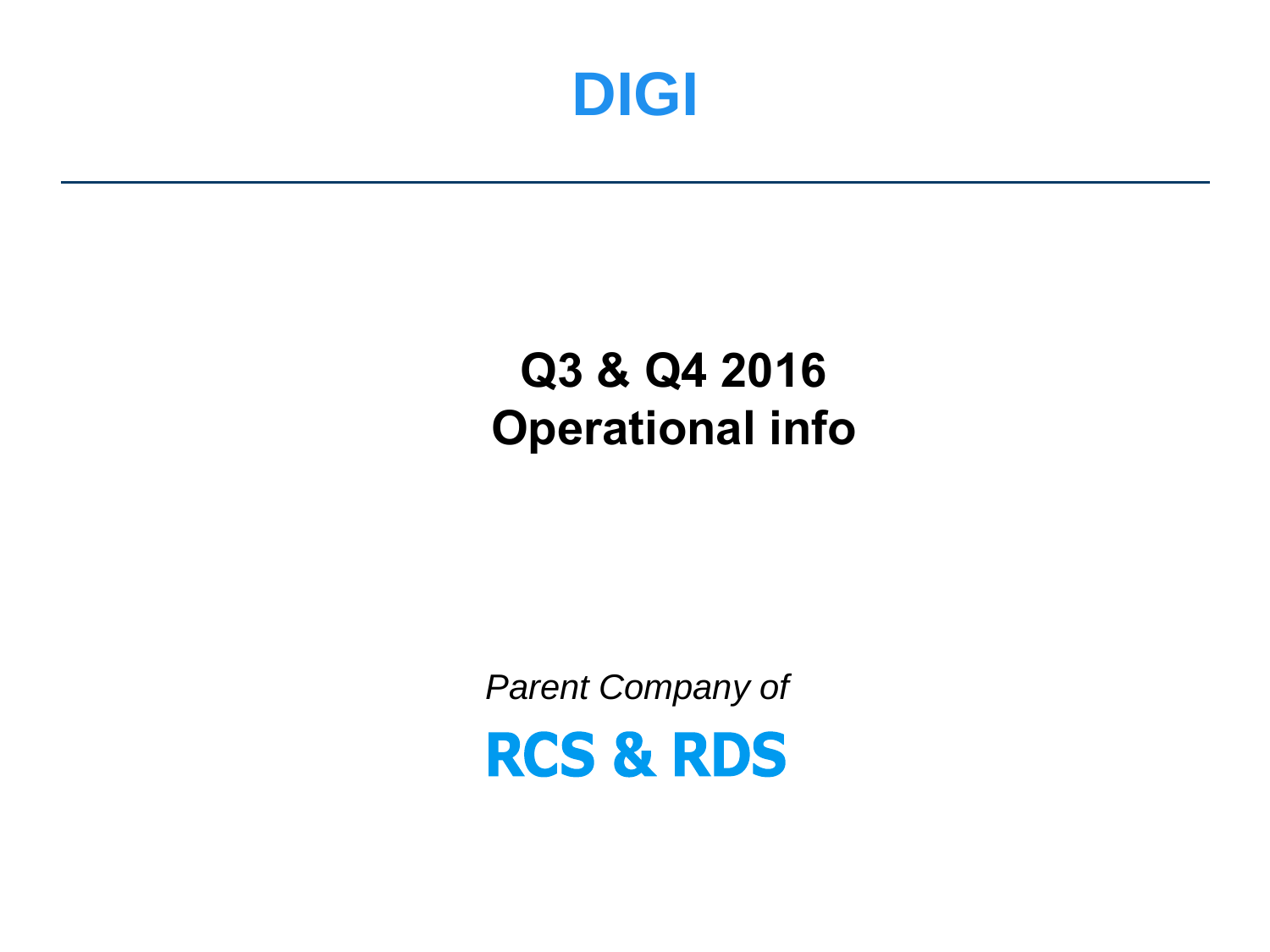# DIGI

---

## Q3 & Q4 2016
## Operational info

*Parent Company of*

**RCS & RDS**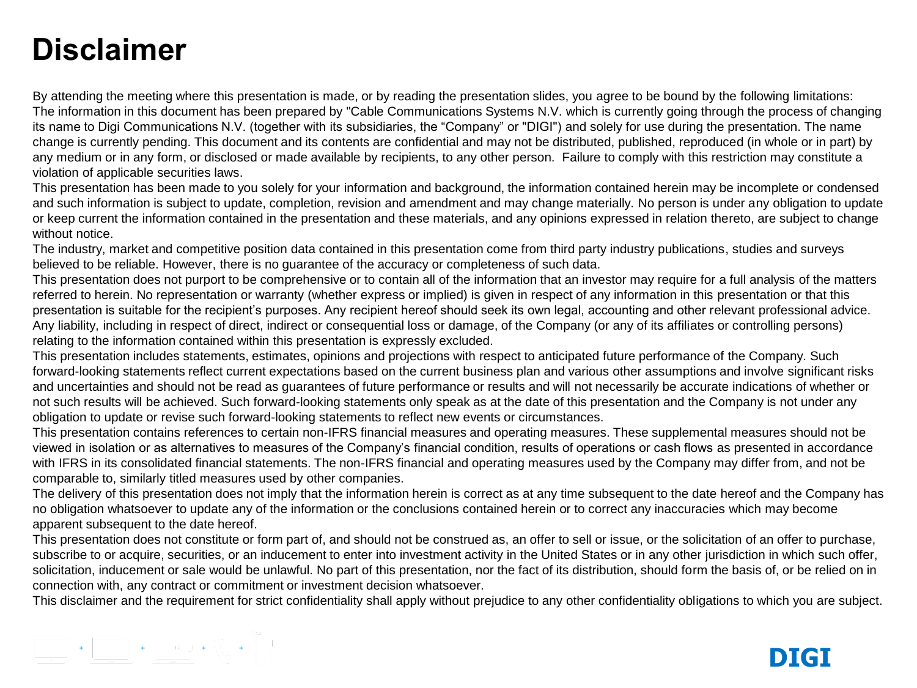# Disclaimer

By attending the meeting where this presentation is made, or by reading the presentation slides, you agree to be bound by the following limitations:
The information in this document has been prepared by "Cable Communications Systems N.V. which is currently going through the process of changing its name to Digi Communications N.V. (together with its subsidiaries, the "Company" or "DIGI") and solely for use during the presentation. The name change is currently pending. This document and its contents are confidential and may not be distributed, published, reproduced (in whole or in part) by any medium or in any form, or disclosed or made available by recipients, to any other person. Failure to comply with this restriction may constitute a violation of applicable securities laws.

This presentation has been made to you solely for your information and background, the information contained herein may be incomplete or condensed and such information is subject to update, completion, revision and amendment and may change materially. No person is under any obligation to update or keep current the information contained in the presentation and these materials, and any opinions expressed in relation thereto, are subject to change without notice.

The industry, market and competitive position data contained in this presentation come from third party industry publications, studies and surveys believed to be reliable. However, there is no guarantee of the accuracy or completeness of such data.

This presentation does not purport to be comprehensive or to contain all of the information that an investor may require for a full analysis of the matters referred to herein. No representation or warranty (whether express or implied) is given in respect of any information in this presentation or that this presentation is suitable for the recipient's purposes. Any recipient hereof should seek its own legal, accounting and other relevant professional advice. Any liability, including in respect of direct, indirect or consequential loss or damage, of the Company (or any of its affiliates or controlling persons) relating to the information contained within this presentation is expressly excluded.

This presentation includes statements, estimates, opinions and projections with respect to anticipated future performance of the Company. Such forward-looking statements reflect current expectations based on the current business plan and various other assumptions and involve significant risks and uncertainties and should not be read as guarantees of future performance or results and will not necessarily be accurate indications of whether or not such results will be achieved. Such forward-looking statements only speak as at the date of this presentation and the Company is not under any obligation to update or revise such forward-looking statements to reflect new events or circumstances.

This presentation contains references to certain non-IFRS financial measures and operating measures. These supplemental measures should not be viewed in isolation or as alternatives to measures of the Company's financial condition, results of operations or cash flows as presented in accordance with IFRS in its consolidated financial statements. The non-IFRS financial and operating measures used by the Company may differ from, and not be comparable to, similarly titled measures used by other companies.

The delivery of this presentation does not imply that the information herein is correct as at any time subsequent to the date hereof and the Company has no obligation whatsoever to update any of the information or the conclusions contained herein or to correct any inaccuracies which may become apparent subsequent to the date hereof.

This presentation does not constitute or form part of, and should not be construed as, an offer to sell or issue, or the solicitation of an offer to purchase, subscribe to or acquire, securities, or an inducement to enter into investment activity in the United States or in any other jurisdiction in which such offer, solicitation, inducement or sale would be unlawful. No part of this presentation, nor the fact of its distribution, should form the basis of, or be relied on in connection with, any contract or commitment or investment decision whatsoever.

This disclaimer and the requirement for strict confidentiality shall apply without prejudice to any other confidentiality obligations to which you are subject.

DIGI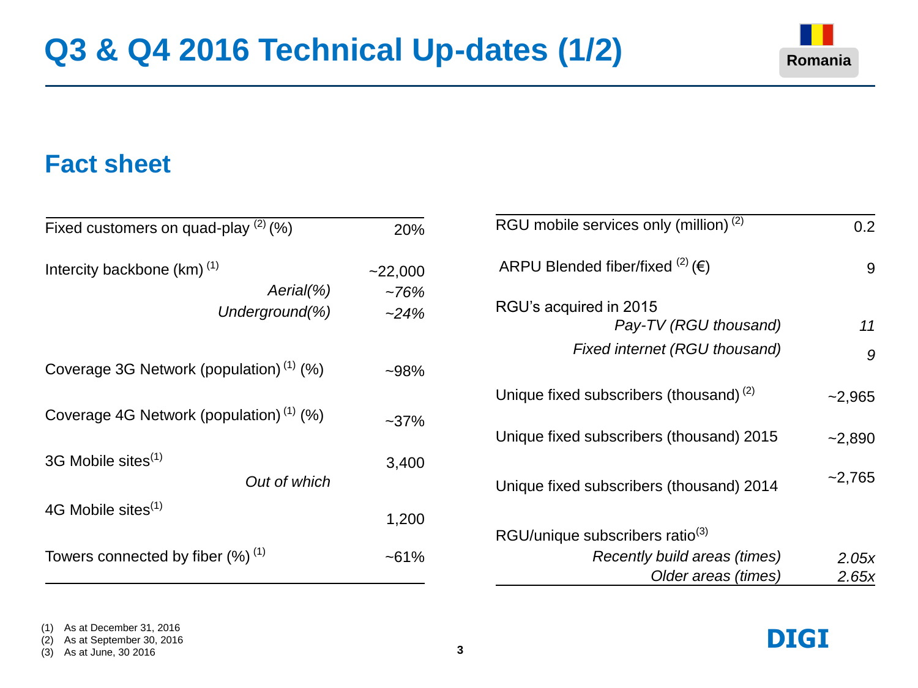# Q3 & Q4 2016 Technical Up-dates (1/2)

Romania

## Fact sheet

| | |
|---|---|
| Fixed customers on quad-play [2] (%) | 20% |
| Intercity backbone (km) [1] | ~22,000 |
| *Aerial(%)* | *~76%* |
| *Underground(%)* | *~24%* |
| Coverage 3G Network (population) [1] (%) | ~98% |
| Coverage 4G Network (population) [1] (%) | ~37% |
| 3G Mobile sites[1] | 3,400 |
| *Out of which* | |
| 4G Mobile sites[1] | 1,200 |
| Towers connected by fiber (%) [1] | ~61% |

| | |
|---|---|
| RGU mobile services only (million) [2] | 0.2 |
| ARPU Blended fiber/fixed [2] (€) | 9 |
| RGU's acquired in 2015 | |
| *Pay-TV (RGU thousand)* | *11* |
| *Fixed internet (RGU thousand)* | *9* |
| Unique fixed subscribers (thousand) [2] | ~2,965 |
| Unique fixed subscribers (thousand) 2015 | ~2,890 |
| Unique fixed subscribers (thousand) 2014 | ~2,765 |
| RGU/unique subscribers ratio[3] | |
| *Recently build areas (times)* | *2.05x* |
| *Older areas (times)* | *2.65x* |

(1) As at December 31, 2016
(2) As at September 30, 2016
(3) As at June, 30 2016

DIGI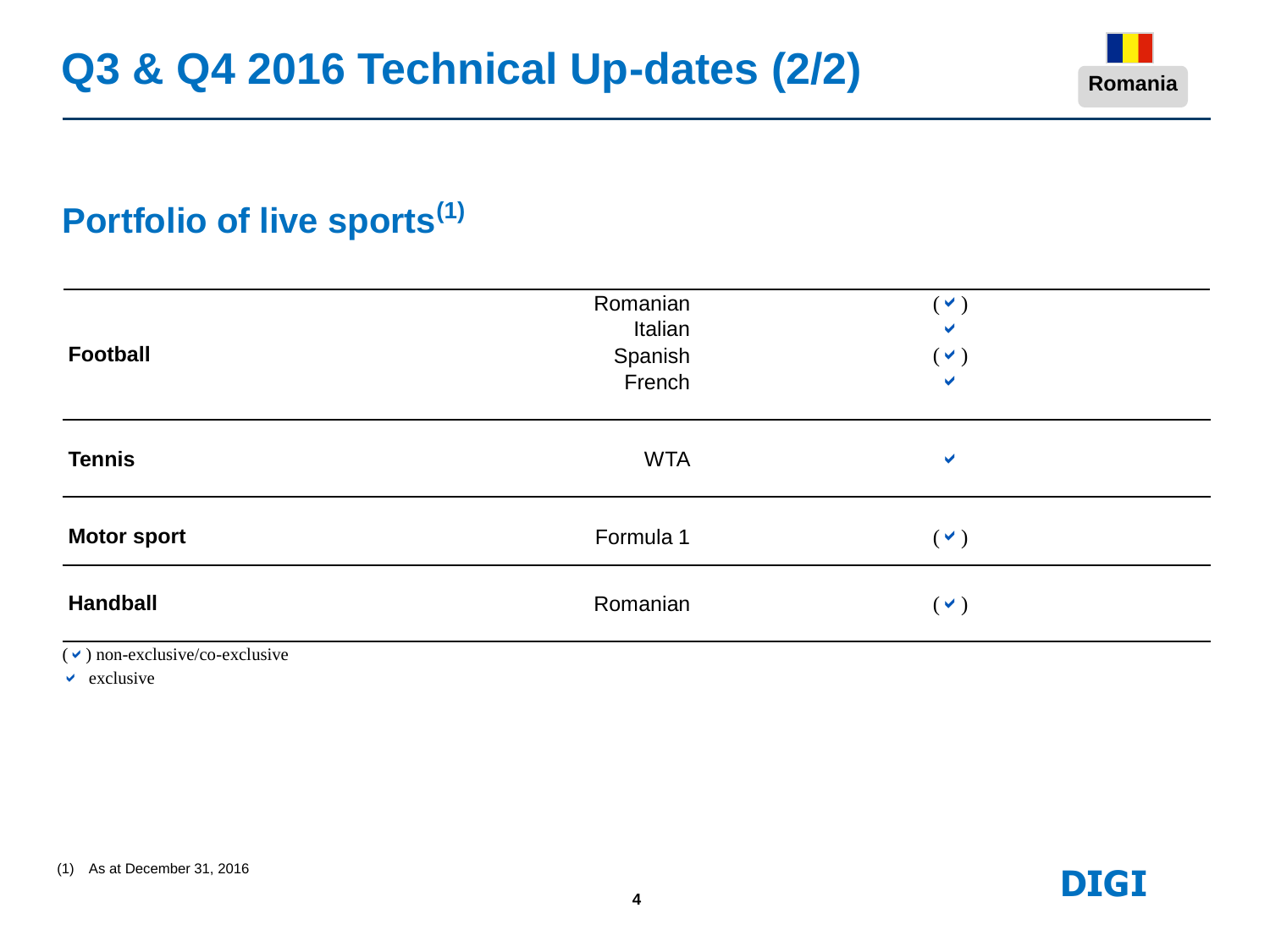# Q3 & Q4 2016 Technical Up-dates (2/2)

Romania

## Portfolio of live sports[(1)]

| | | |
|---|---|---|
| **Football** | Romanian | (✔) |
| | Italian | ✔ |
| | Spanish | (✔) |
| | French | ✔ |
| **Tennis** | WTA | ✔ |
| **Motor sport** | Formula 1 | (✔) |
| **Handball** | Romanian | (✔) |

(✔) non-exclusive/co-exclusive

✔ exclusive

(1) As at December 31, 2016

DIGI